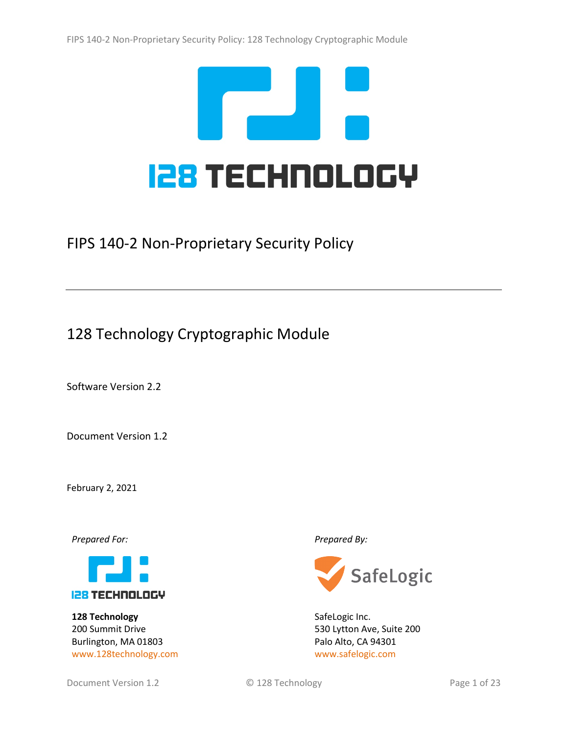# FIPS 140-2 Non-Proprietary Security Policy

## 128 Technology Cryptographic Module

Software Version 2.2

Document Version 1.2

February 2, 2021

*Prepared For:*

**128 Technology**
200 Summit Drive
Burlington, MA 01803
www.128technology.com

*Prepared By:*

SafeLogic Inc.
530 Lytton Ave, Suite 200
Palo Alto, CA 94301
www.safelogic.com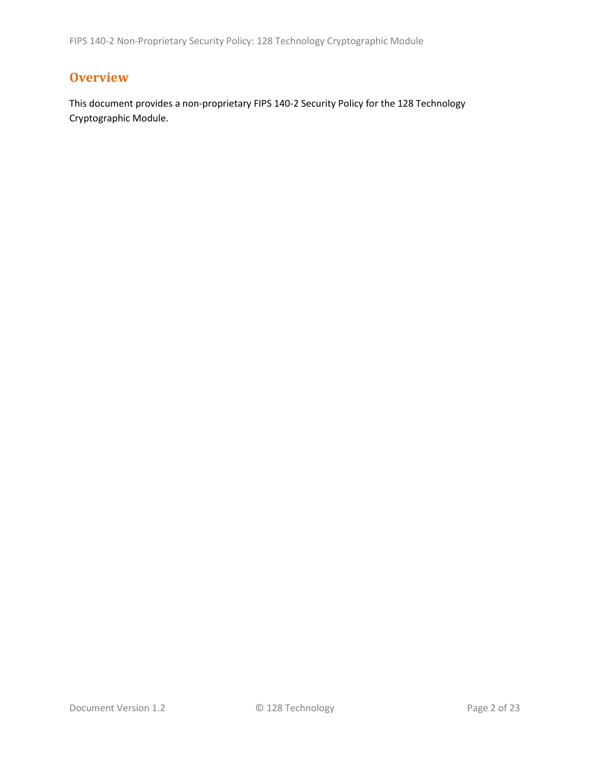# Overview

This document provides a non-proprietary FIPS 140-2 Security Policy for the 128 Technology Cryptographic Module.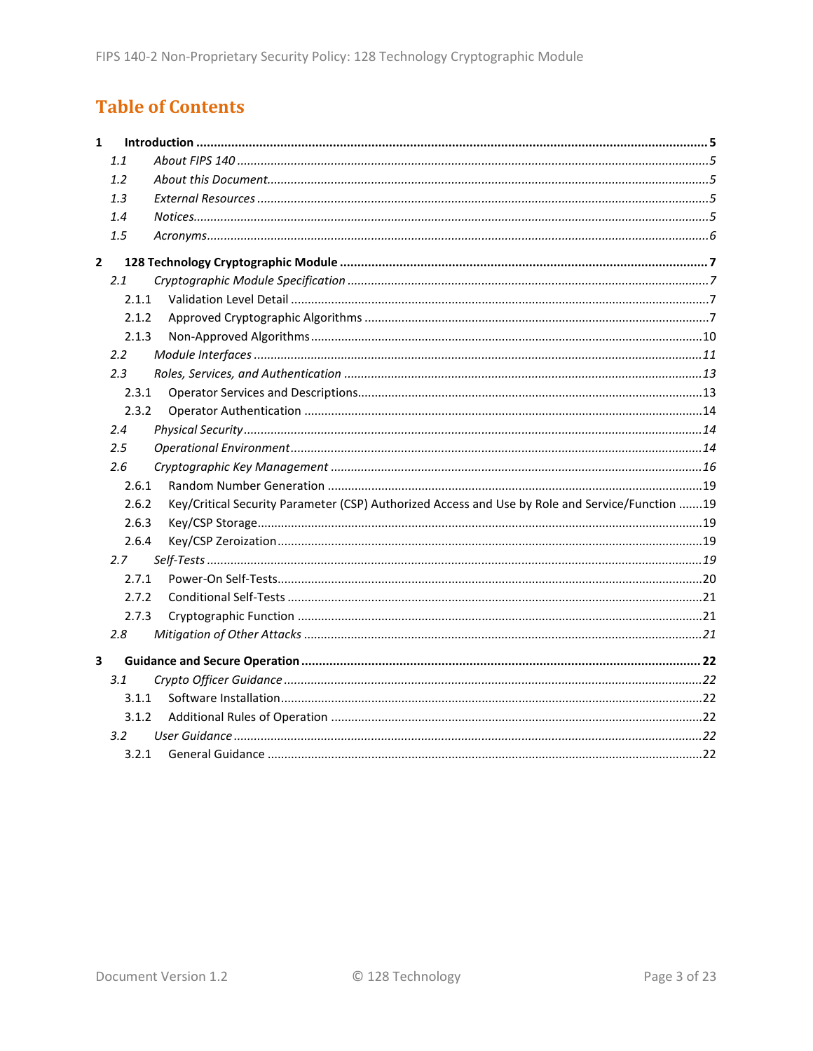# Table of Contents

**1 Introduction** ..... **5**

*1.1 About FIPS 140* ..... *5*

*1.2 About this Document* ..... *5*

*1.3 External Resources* ..... *5*

*1.4 Notices* ..... *5*

*1.5 Acronyms* ..... *6*

**2 128 Technology Cryptographic Module** ..... **7**

*2.1 Cryptographic Module Specification* ..... *7*

2.1.1 Validation Level Detail ..... 7

2.1.2 Approved Cryptographic Algorithms ..... 7

2.1.3 Non-Approved Algorithms ..... 10

*2.2 Module Interfaces* ..... *11*

*2.3 Roles, Services, and Authentication* ..... *13*

2.3.1 Operator Services and Descriptions ..... 13

2.3.2 Operator Authentication ..... 14

*2.4 Physical Security* ..... *14*

*2.5 Operational Environment* ..... *14*

*2.6 Cryptographic Key Management* ..... *16*

2.6.1 Random Number Generation ..... 19

2.6.2 Key/Critical Security Parameter (CSP) Authorized Access and Use by Role and Service/Function ..... 19

2.6.3 Key/CSP Storage ..... 19

2.6.4 Key/CSP Zeroization ..... 19

*2.7 Self-Tests* ..... *19*

2.7.1 Power-On Self-Tests ..... 20

2.7.2 Conditional Self-Tests ..... 21

2.7.3 Cryptographic Function ..... 21

*2.8 Mitigation of Other Attacks* ..... *21*

**3 Guidance and Secure Operation** ..... **22**

*3.1 Crypto Officer Guidance* ..... *22*

3.1.1 Software Installation ..... 22

3.1.2 Additional Rules of Operation ..... 22

*3.2 User Guidance* ..... *22*

3.2.1 General Guidance ..... 22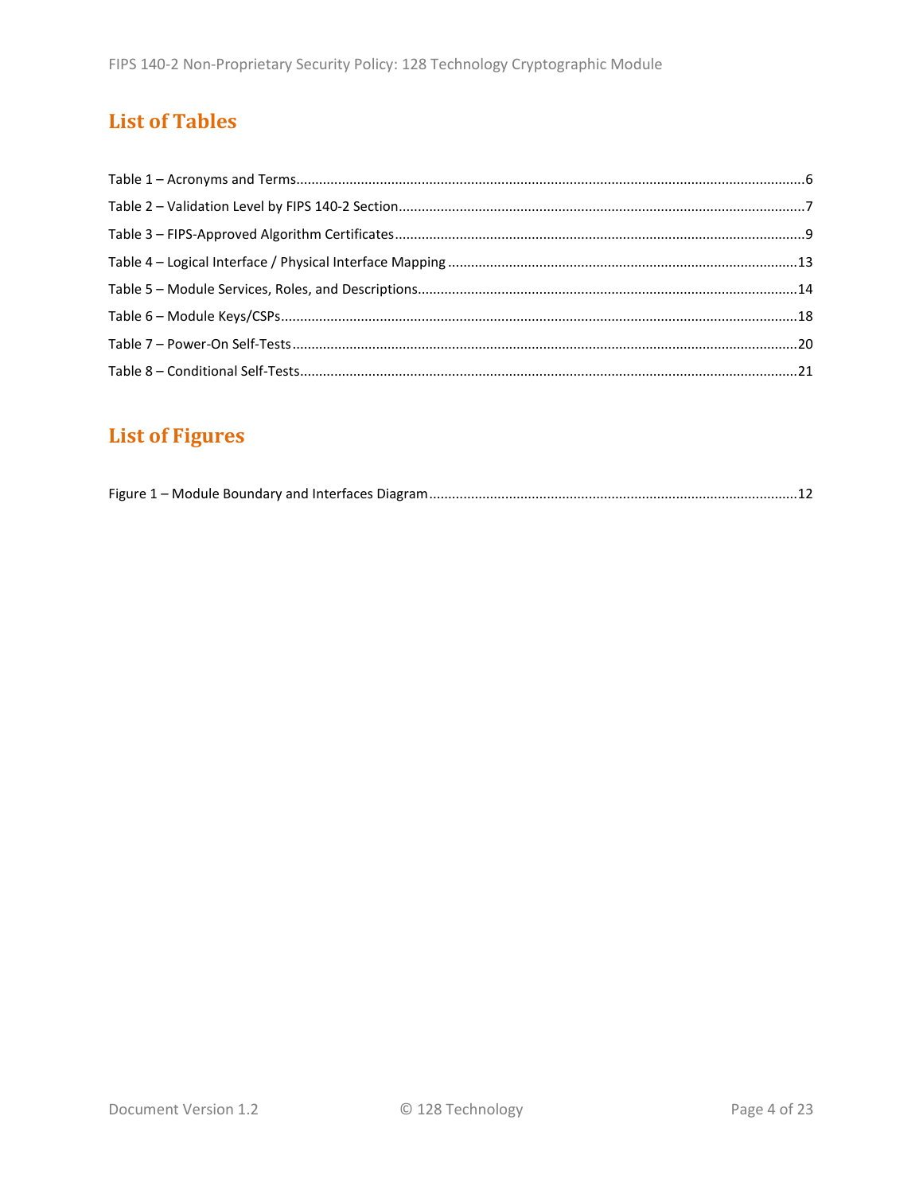# List of Tables

Table 1 – Acronyms and Terms....................................................................................................................6
Table 2 – Validation Level by FIPS 140-2 Section..........................................................................................7
Table 3 – FIPS-Approved Algorithm Certificates...........................................................................................9
Table 4 – Logical Interface / Physical Interface Mapping ............................................................................13
Table 5 – Module Services, Roles, and Descriptions...................................................................................14
Table 6 – Module Keys/CSPs......................................................................................................................18
Table 7 – Power-On Self-Tests...................................................................................................................20
Table 8 – Conditional Self-Tests.................................................................................................................21

# List of Figures

Figure 1 – Module Boundary and Interfaces Diagram.................................................................................12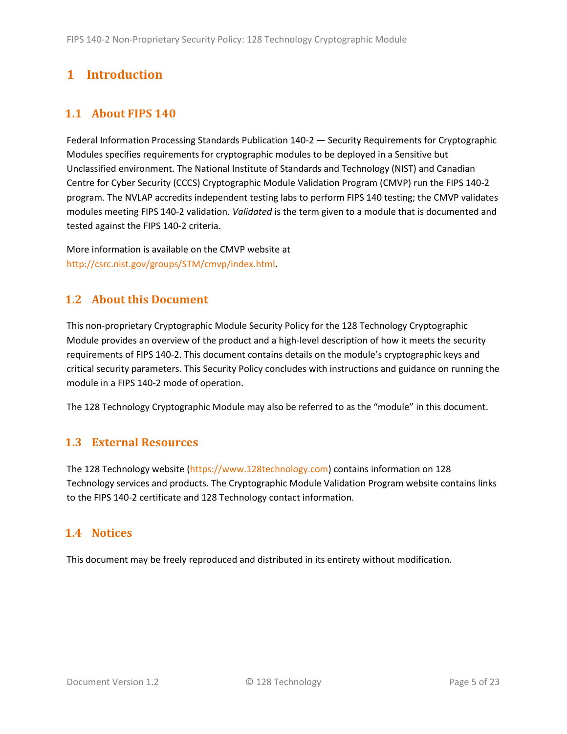# 1 Introduction

## 1.1 About FIPS 140

Federal Information Processing Standards Publication 140-2 — Security Requirements for Cryptographic Modules specifies requirements for cryptographic modules to be deployed in a Sensitive but Unclassified environment. The National Institute of Standards and Technology (NIST) and Canadian Centre for Cyber Security (CCCS) Cryptographic Module Validation Program (CMVP) run the FIPS 140-2 program. The NVLAP accredits independent testing labs to perform FIPS 140 testing; the CMVP validates modules meeting FIPS 140-2 validation. *Validated* is the term given to a module that is documented and tested against the FIPS 140-2 criteria.

More information is available on the CMVP website at http://csrc.nist.gov/groups/STM/cmvp/index.html.

## 1.2 About this Document

This non-proprietary Cryptographic Module Security Policy for the 128 Technology Cryptographic Module provides an overview of the product and a high-level description of how it meets the security requirements of FIPS 140-2. This document contains details on the module's cryptographic keys and critical security parameters. This Security Policy concludes with instructions and guidance on running the module in a FIPS 140-2 mode of operation.

The 128 Technology Cryptographic Module may also be referred to as the "module" in this document.

## 1.3 External Resources

The 128 Technology website (https://www.128technology.com) contains information on 128 Technology services and products. The Cryptographic Module Validation Program website contains links to the FIPS 140-2 certificate and 128 Technology contact information.

## 1.4 Notices

This document may be freely reproduced and distributed in its entirety without modification.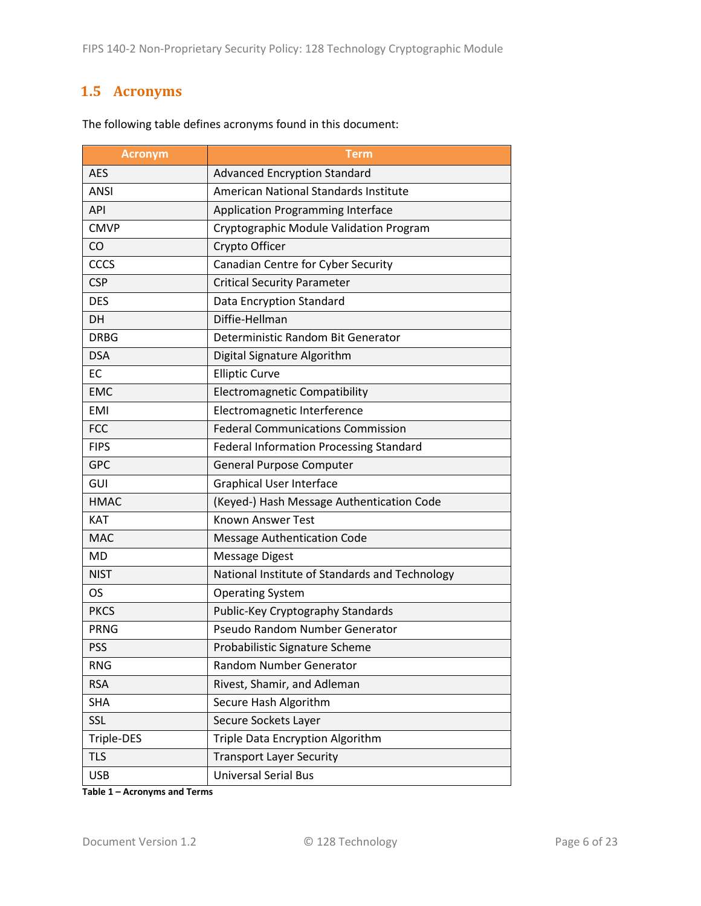## 1.5 Acronyms

The following table defines acronyms found in this document:

| Acronym | Term |
|---|---|
| AES | Advanced Encryption Standard |
| ANSI | American National Standards Institute |
| API | Application Programming Interface |
| CMVP | Cryptographic Module Validation Program |
| CO | Crypto Officer |
| CCCS | Canadian Centre for Cyber Security |
| CSP | Critical Security Parameter |
| DES | Data Encryption Standard |
| DH | Diffie-Hellman |
| DRBG | Deterministic Random Bit Generator |
| DSA | Digital Signature Algorithm |
| EC | Elliptic Curve |
| EMC | Electromagnetic Compatibility |
| EMI | Electromagnetic Interference |
| FCC | Federal Communications Commission |
| FIPS | Federal Information Processing Standard |
| GPC | General Purpose Computer |
| GUI | Graphical User Interface |
| HMAC | (Keyed-) Hash Message Authentication Code |
| KAT | Known Answer Test |
| MAC | Message Authentication Code |
| MD | Message Digest |
| NIST | National Institute of Standards and Technology |
| OS | Operating System |
| PKCS | Public-Key Cryptography Standards |
| PRNG | Pseudo Random Number Generator |
| PSS | Probabilistic Signature Scheme |
| RNG | Random Number Generator |
| RSA | Rivest, Shamir, and Adleman |
| SHA | Secure Hash Algorithm |
| SSL | Secure Sockets Layer |
| Triple-DES | Triple Data Encryption Algorithm |
| TLS | Transport Layer Security |
| USB | Universal Serial Bus |

**Table 1 – Acronyms and Terms**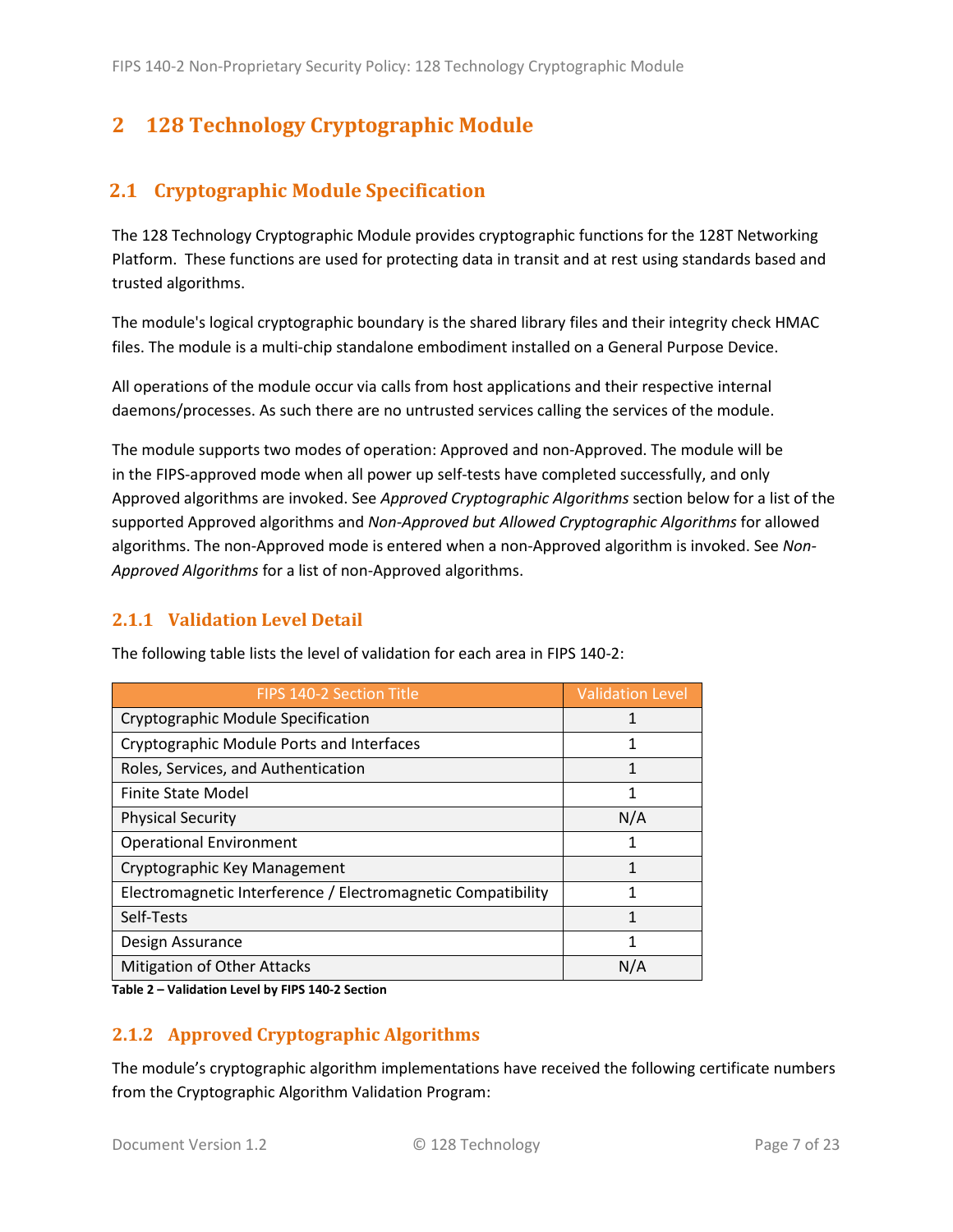# 2 128 Technology Cryptographic Module

## 2.1 Cryptographic Module Specification

The 128 Technology Cryptographic Module provides cryptographic functions for the 128T Networking Platform. These functions are used for protecting data in transit and at rest using standards based and trusted algorithms.

The module's logical cryptographic boundary is the shared library files and their integrity check HMAC files. The module is a multi-chip standalone embodiment installed on a General Purpose Device.

All operations of the module occur via calls from host applications and their respective internal daemons/processes. As such there are no untrusted services calling the services of the module.

The module supports two modes of operation: Approved and non-Approved. The module will be in the FIPS-approved mode when all power up self-tests have completed successfully, and only Approved algorithms are invoked. See *Approved Cryptographic Algorithms* section below for a list of the supported Approved algorithms and *Non-Approved but Allowed Cryptographic Algorithms* for allowed algorithms. The non-Approved mode is entered when a non-Approved algorithm is invoked. See *Non-Approved Algorithms* for a list of non-Approved algorithms.

### 2.1.1 Validation Level Detail

The following table lists the level of validation for each area in FIPS 140-2:

| FIPS 140-2 Section Title | Validation Level |
|---|---|
| Cryptographic Module Specification | 1 |
| Cryptographic Module Ports and Interfaces | 1 |
| Roles, Services, and Authentication | 1 |
| Finite State Model | 1 |
| Physical Security | N/A |
| Operational Environment | 1 |
| Cryptographic Key Management | 1 |
| Electromagnetic Interference / Electromagnetic Compatibility | 1 |
| Self-Tests | 1 |
| Design Assurance | 1 |
| Mitigation of Other Attacks | N/A |

**Table 2 – Validation Level by FIPS 140-2 Section**

### 2.1.2 Approved Cryptographic Algorithms

The module's cryptographic algorithm implementations have received the following certificate numbers from the Cryptographic Algorithm Validation Program: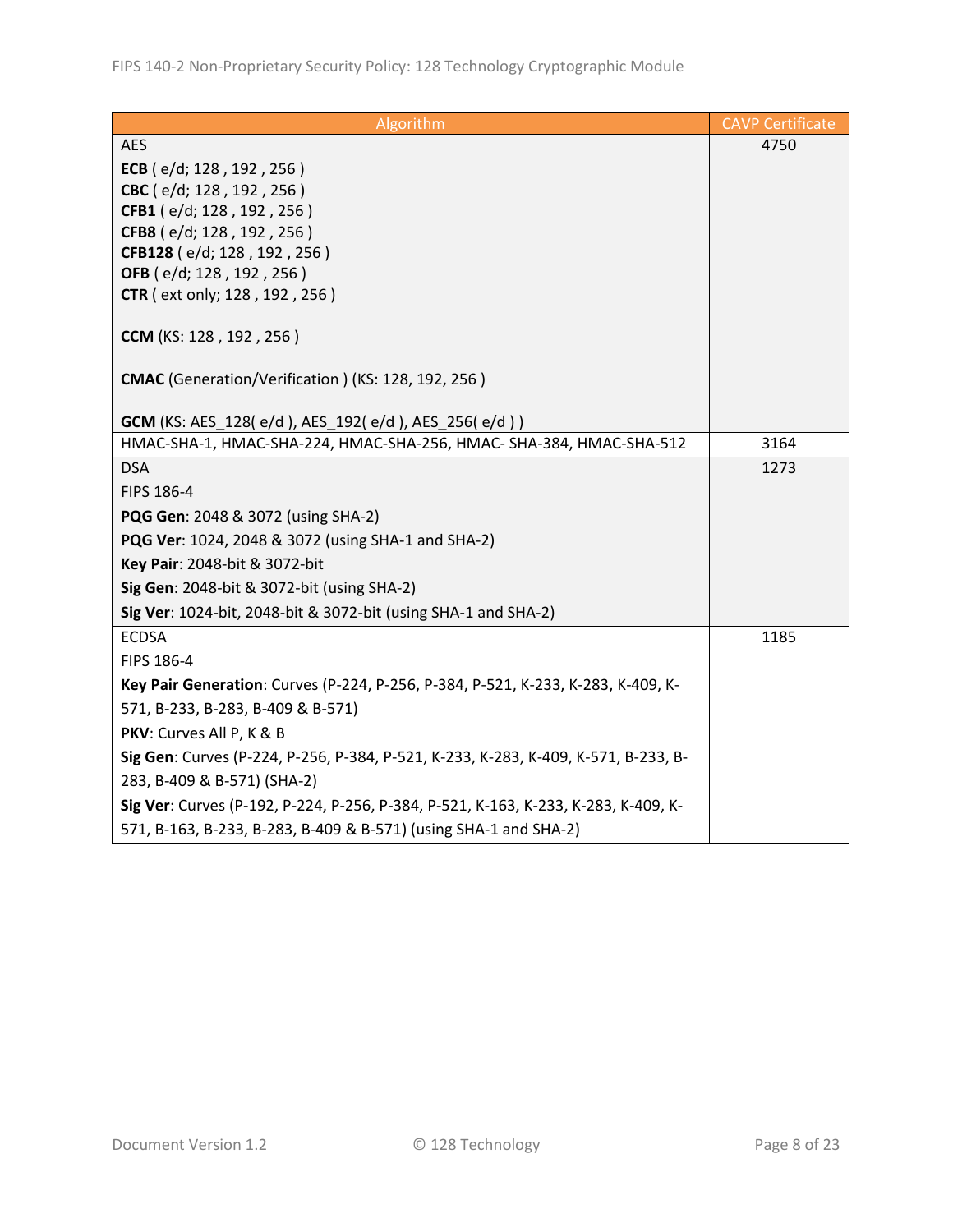| Algorithm | CAVP Certificate |
|---|---|
| AES<br>**ECB** ( e/d; 128 , 192 , 256 )<br>**CBC** ( e/d; 128 , 192 , 256 )<br>**CFB1** ( e/d; 128 , 192 , 256 )<br>**CFB8** ( e/d; 128 , 192 , 256 )<br>**CFB128** ( e/d; 128 , 192 , 256 )<br>**OFB** ( e/d; 128 , 192 , 256 )<br>**CTR** ( ext only; 128 , 192 , 256 )<br><br>**CCM** (KS: 128 , 192 , 256 )<br><br>**CMAC** (Generation/Verification ) (KS: 128, 192, 256 )<br><br>**GCM** (KS: AES_128( e/d ), AES_192( e/d ), AES_256( e/d ) ) | 4750 |
| HMAC-SHA-1, HMAC-SHA-224, HMAC-SHA-256, HMAC- SHA-384, HMAC-SHA-512 | 3164 |
| DSA<br>FIPS 186-4<br>**PQG Gen**: 2048 & 3072 (using SHA-2)<br>**PQG Ver**: 1024, 2048 & 3072 (using SHA-1 and SHA-2)<br>**Key Pair**: 2048-bit & 3072-bit<br>**Sig Gen**: 2048-bit & 3072-bit (using SHA-2)<br>**Sig Ver**: 1024-bit, 2048-bit & 3072-bit (using SHA-1 and SHA-2) | 1273 |
| ECDSA<br>FIPS 186-4<br>**Key Pair Generation**: Curves (P-224, P-256, P-384, P-521, K-233, K-283, K-409, K-571, B-233, B-283, B-409 & B-571)<br>**PKV**: Curves All P, K & B<br>**Sig Gen**: Curves (P-224, P-256, P-384, P-521, K-233, K-283, K-409, K-571, B-233, B-283, B-409 & B-571) (SHA-2)<br>**Sig Ver**: Curves (P-192, P-224, P-256, P-384, P-521, K-163, K-233, K-283, K-409, K-571, B-163, B-233, B-283, B-409 & B-571) (using SHA-1 and SHA-2) | 1185 |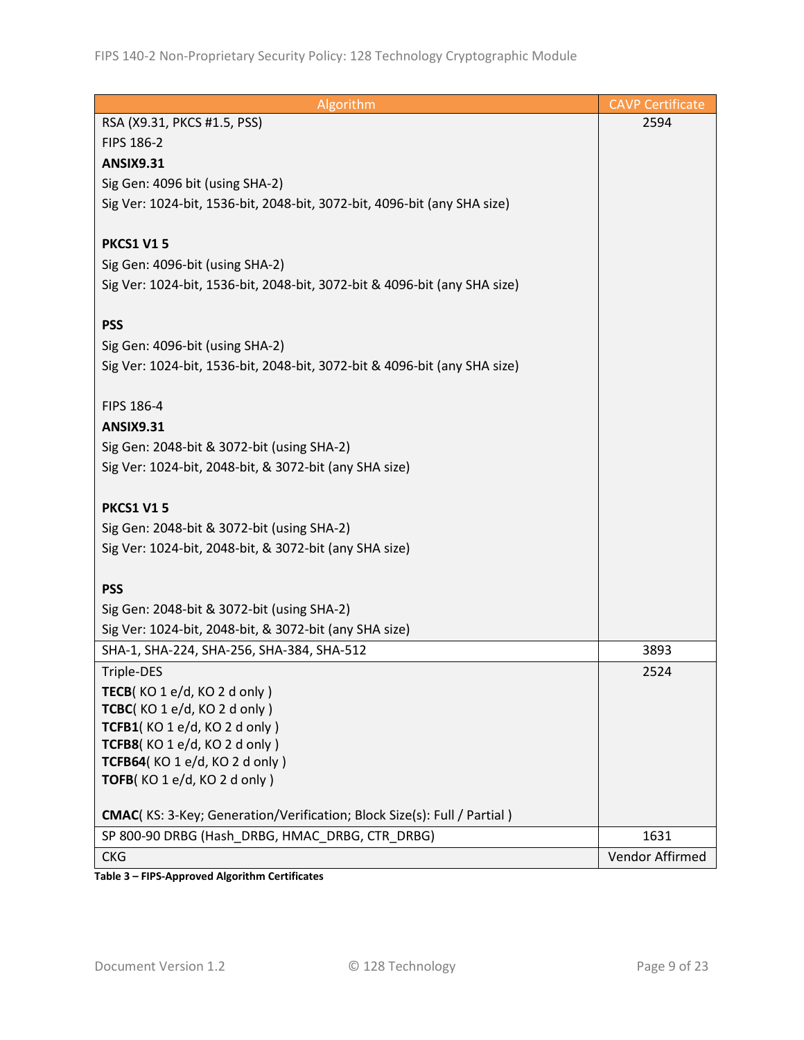| Algorithm | CAVP Certificate |
|---|---|
| RSA (X9.31, PKCS #1.5, PSS)<br>FIPS 186-2<br>**ANSIX9.31**<br>Sig Gen: 4096 bit (using SHA-2)<br>Sig Ver: 1024-bit, 1536-bit, 2048-bit, 3072-bit, 4096-bit (any SHA size)<br><br>**PKCS1 V1 5**<br>Sig Gen: 4096-bit (using SHA-2)<br>Sig Ver: 1024-bit, 1536-bit, 2048-bit, 3072-bit & 4096-bit (any SHA size)<br><br>**PSS**<br>Sig Gen: 4096-bit (using SHA-2)<br>Sig Ver: 1024-bit, 1536-bit, 2048-bit, 3072-bit & 4096-bit (any SHA size)<br><br>FIPS 186-4<br>**ANSIX9.31**<br>Sig Gen: 2048-bit & 3072-bit (using SHA-2)<br>Sig Ver: 1024-bit, 2048-bit, & 3072-bit (any SHA size)<br><br>**PKCS1 V1 5**<br>Sig Gen: 2048-bit & 3072-bit (using SHA-2)<br>Sig Ver: 1024-bit, 2048-bit, & 3072-bit (any SHA size)<br><br>**PSS**<br>Sig Gen: 2048-bit & 3072-bit (using SHA-2)<br>Sig Ver: 1024-bit, 2048-bit, & 3072-bit (any SHA size) | 2594 |
| SHA-1, SHA-224, SHA-256, SHA-384, SHA-512 | 3893 |
| Triple-DES<br>**TECB**( KO 1 e/d, KO 2 d only )<br>**TCBC**( KO 1 e/d, KO 2 d only )<br>**TCFB1**( KO 1 e/d, KO 2 d only )<br>**TCFB8**( KO 1 e/d, KO 2 d only )<br>**TCFB64**( KO 1 e/d, KO 2 d only )<br>**TOFB**( KO 1 e/d, KO 2 d only )<br><br>**CMAC**( KS: 3-Key; Generation/Verification; Block Size(s): Full / Partial ) | 2524 |
| SP 800-90 DRBG (Hash_DRBG, HMAC_DRBG, CTR_DRBG) | 1631 |
| CKG | Vendor Affirmed |

**Table 3 – FIPS-Approved Algorithm Certificates**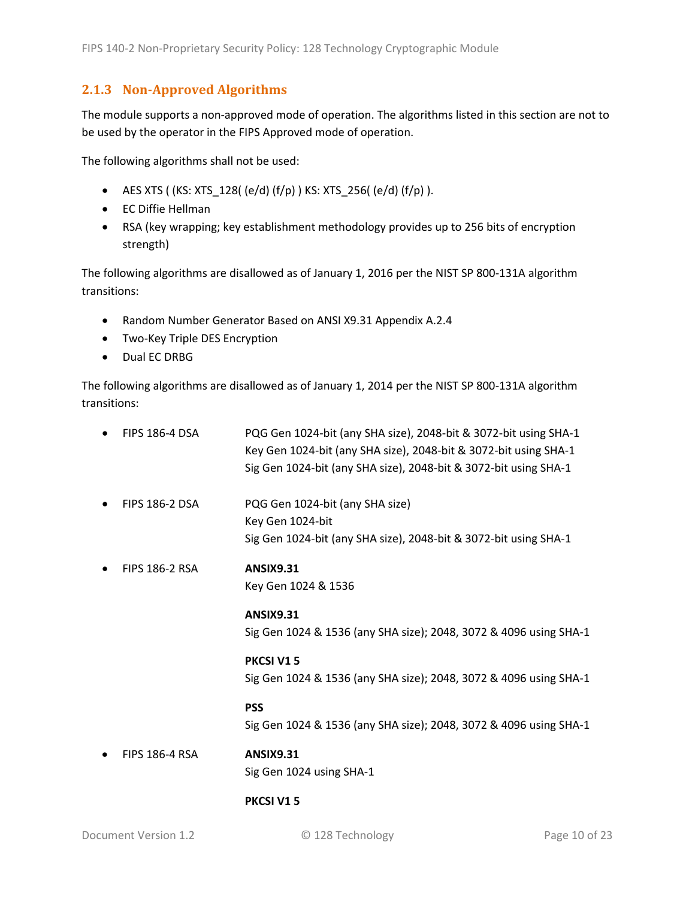### 2.1.3 Non-Approved Algorithms

The module supports a non-approved mode of operation. The algorithms listed in this section are not to be used by the operator in the FIPS Approved mode of operation.

The following algorithms shall not be used:

- AES XTS ( (KS: XTS_128( (e/d) (f/p) ) KS: XTS_256( (e/d) (f/p) ).
- EC Diffie Hellman
- RSA (key wrapping; key establishment methodology provides up to 256 bits of encryption strength)

The following algorithms are disallowed as of January 1, 2016 per the NIST SP 800-131A algorithm transitions:

- Random Number Generator Based on ANSI X9.31 Appendix A.2.4
- Two-Key Triple DES Encryption
- Dual EC DRBG

The following algorithms are disallowed as of January 1, 2014 per the NIST SP 800-131A algorithm transitions:

- FIPS 186-4 DSA
  - PQG Gen 1024-bit (any SHA size), 2048-bit & 3072-bit using SHA-1
  - Key Gen 1024-bit (any SHA size), 2048-bit & 3072-bit using SHA-1
  - Sig Gen 1024-bit (any SHA size), 2048-bit & 3072-bit using SHA-1

- FIPS 186-2 DSA
  - PQG Gen 1024-bit (any SHA size)
  - Key Gen 1024-bit
  - Sig Gen 1024-bit (any SHA size), 2048-bit & 3072-bit using SHA-1

- FIPS 186-2 RSA

  **ANSIX9.31**
  Key Gen 1024 & 1536

  **ANSIX9.31**
  Sig Gen 1024 & 1536 (any SHA size); 2048, 3072 & 4096 using SHA-1

  **PKCSI V1 5**
  Sig Gen 1024 & 1536 (any SHA size); 2048, 3072 & 4096 using SHA-1

  **PSS**
  Sig Gen 1024 & 1536 (any SHA size); 2048, 3072 & 4096 using SHA-1

- FIPS 186-4 RSA

  **ANSIX9.31**
  Sig Gen 1024 using SHA-1

  **PKCSI V1 5**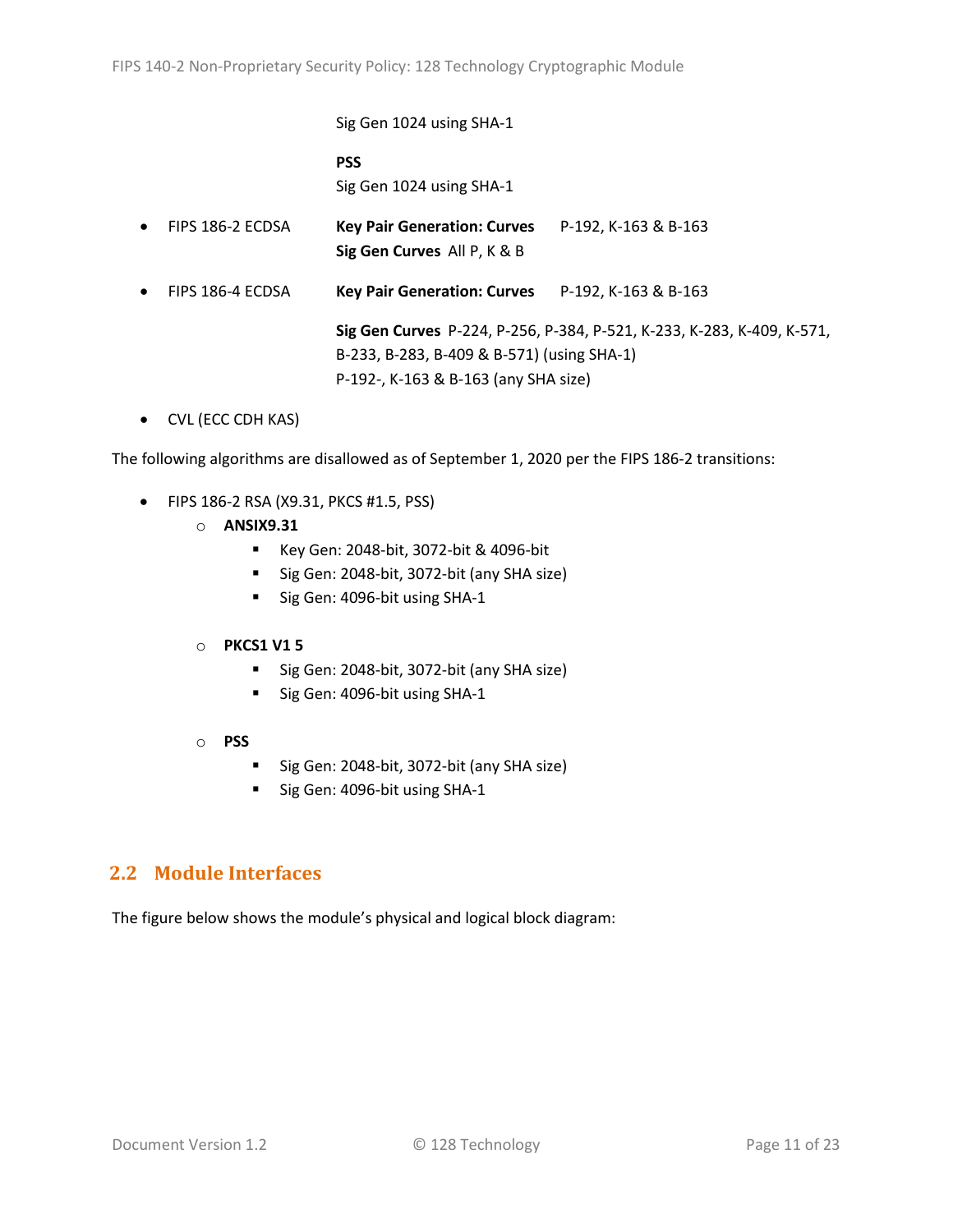Sig Gen 1024 using SHA-1

**PSS**
Sig Gen 1024 using SHA-1

- FIPS 186-2 ECDSA — **Key Pair Generation: Curves** P-192, K-163 & B-163
  **Sig Gen Curves** All P, K & B
- FIPS 186-4 ECDSA — **Key Pair Generation: Curves** P-192, K-163 & B-163

  **Sig Gen Curves** P-224, P-256, P-384, P-521, K-233, K-283, K-409, K-571, B-233, B-283, B-409 & B-571) (using SHA-1)
  P-192-, K-163 & B-163 (any SHA size)
- CVL (ECC CDH KAS)

The following algorithms are disallowed as of September 1, 2020 per the FIPS 186-2 transitions:

- FIPS 186-2 RSA (X9.31, PKCS #1.5, PSS)
  - **ANSIX9.31**
    - Key Gen: 2048-bit, 3072-bit & 4096-bit
    - Sig Gen: 2048-bit, 3072-bit (any SHA size)
    - Sig Gen: 4096-bit using SHA-1
  - **PKCS1 V1 5**
    - Sig Gen: 2048-bit, 3072-bit (any SHA size)
    - Sig Gen: 4096-bit using SHA-1
  - **PSS**
    - Sig Gen: 2048-bit, 3072-bit (any SHA size)
    - Sig Gen: 4096-bit using SHA-1

## 2.2 Module Interfaces

The figure below shows the module's physical and logical block diagram: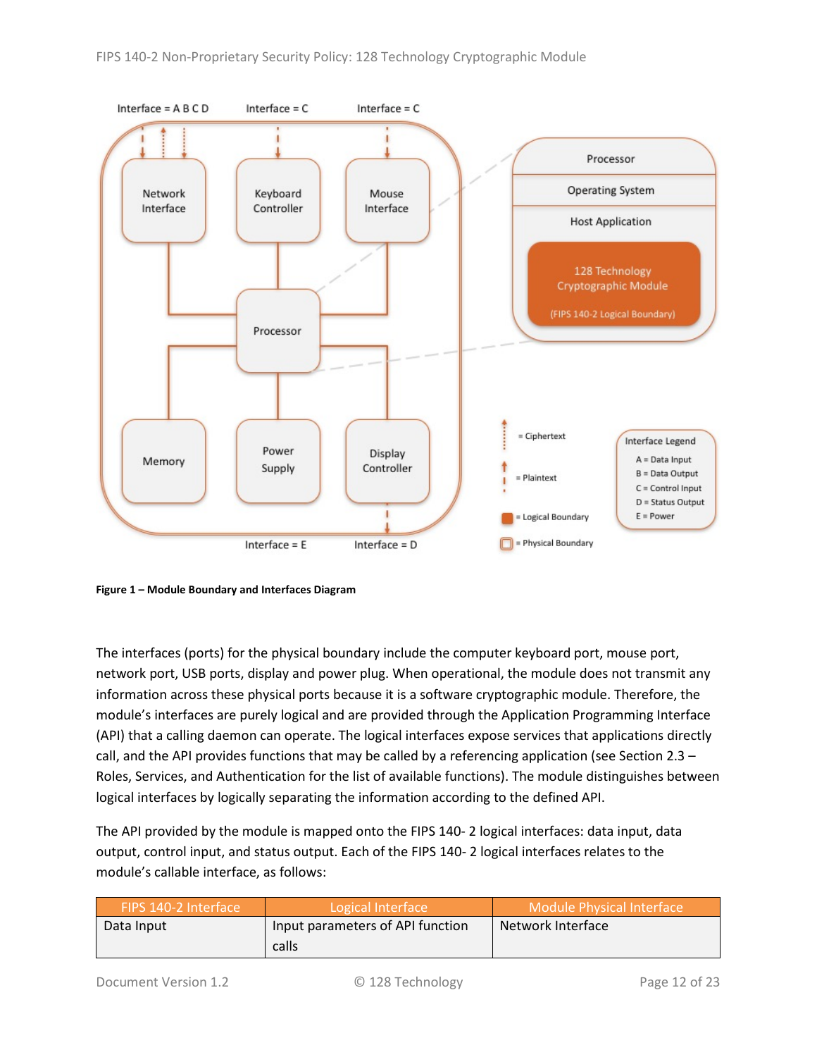Interface = A B C D Interface = C Interface = C

Figure 1 – Module Boundary and Interfaces Diagram

The interfaces (ports) for the physical boundary include the computer keyboard port, mouse port, network port, USB ports, display and power plug. When operational, the module does not transmit any information across these physical ports because it is a software cryptographic module. Therefore, the module's interfaces are purely logical and are provided through the Application Programming Interface (API) that a calling daemon can operate. The logical interfaces expose services that applications directly call, and the API provides functions that may be called by a referencing application (see Section 2.3 – Roles, Services, and Authentication for the list of available functions). The module distinguishes between logical interfaces by logically separating the information according to the defined API.

The API provided by the module is mapped onto the FIPS 140- 2 logical interfaces: data input, data output, control input, and status output. Each of the FIPS 140- 2 logical interfaces relates to the module's callable interface, as follows:

| FIPS 140-2 Interface | Logical Interface | Module Physical Interface |
|---|---|---|
| Data Input | Input parameters of API function calls | Network Interface |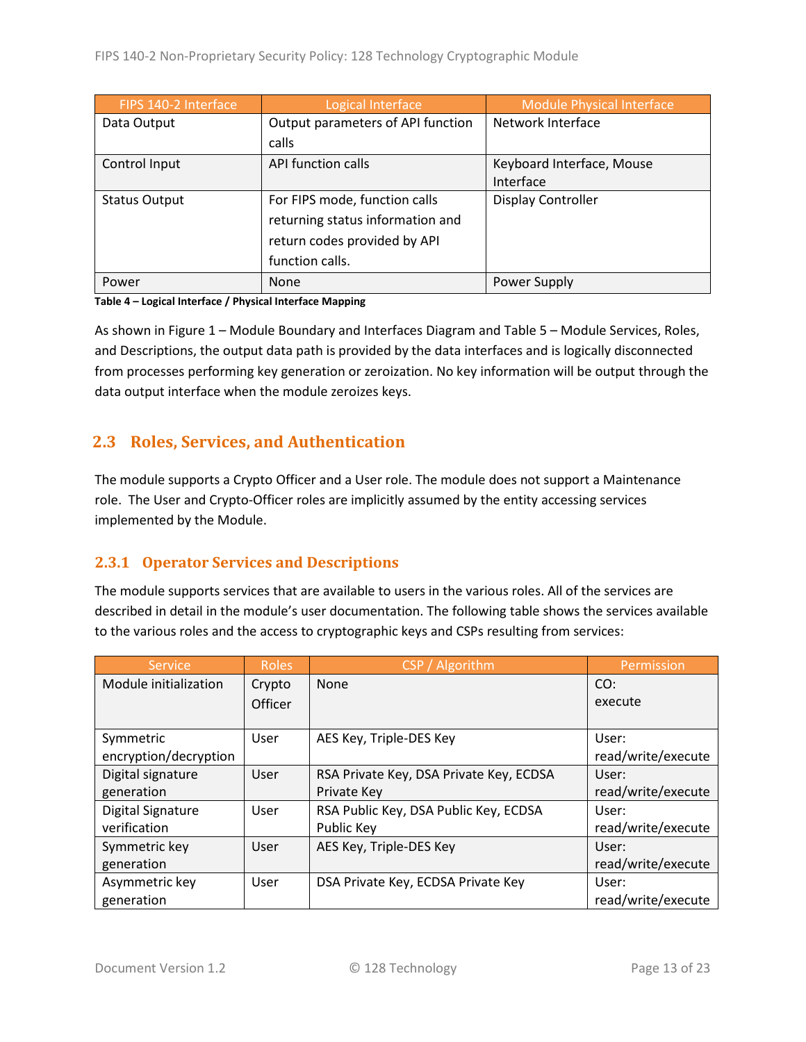| FIPS 140-2 Interface | Logical Interface | Module Physical Interface |
|---|---|---|
| Data Output | Output parameters of API function calls | Network Interface |
| Control Input | API function calls | Keyboard Interface, Mouse Interface |
| Status Output | For FIPS mode, function calls returning status information and return codes provided by API function calls. | Display Controller |
| Power | None | Power Supply |

**Table 4 – Logical Interface / Physical Interface Mapping**

As shown in Figure 1 – Module Boundary and Interfaces Diagram and Table 5 – Module Services, Roles, and Descriptions, the output data path is provided by the data interfaces and is logically disconnected from processes performing key generation or zeroization. No key information will be output through the data output interface when the module zeroizes keys.

## 2.3 Roles, Services, and Authentication

The module supports a Crypto Officer and a User role. The module does not support a Maintenance role. The User and Crypto-Officer roles are implicitly assumed by the entity accessing services implemented by the Module.

### 2.3.1 Operator Services and Descriptions

The module supports services that are available to users in the various roles. All of the services are described in detail in the module's user documentation. The following table shows the services available to the various roles and the access to cryptographic keys and CSPs resulting from services:

| Service | Roles | CSP / Algorithm | Permission |
|---|---|---|---|
| Module initialization | Crypto Officer | None | CO: execute |
| Symmetric encryption/decryption | User | AES Key, Triple-DES Key | User: read/write/execute |
| Digital signature generation | User | RSA Private Key, DSA Private Key, ECDSA Private Key | User: read/write/execute |
| Digital Signature verification | User | RSA Public Key, DSA Public Key, ECDSA Public Key | User: read/write/execute |
| Symmetric key generation | User | AES Key, Triple-DES Key | User: read/write/execute |
| Asymmetric key generation | User | DSA Private Key, ECDSA Private Key | User: read/write/execute |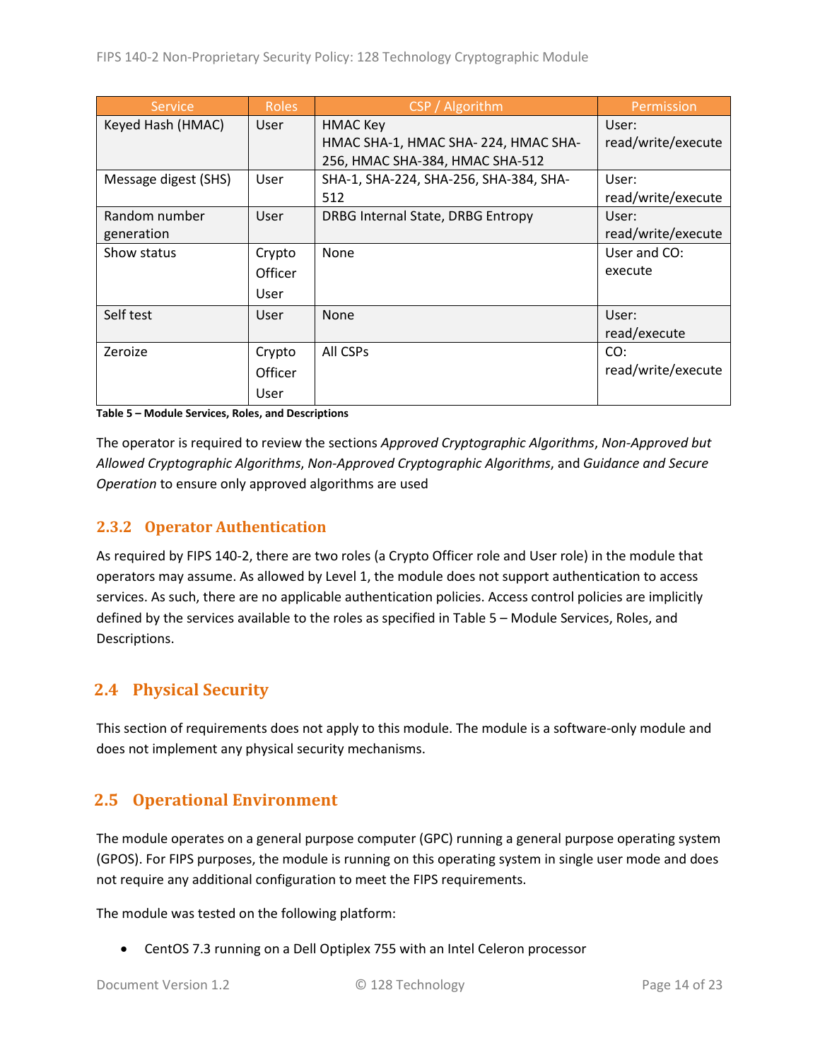| Service | Roles | CSP / Algorithm | Permission |
|---|---|---|---|
| Keyed Hash (HMAC) | User | HMAC Key<br>HMAC SHA-1, HMAC SHA- 224, HMAC SHA-256, HMAC SHA-384, HMAC SHA-512 | User: read/write/execute |
| Message digest (SHS) | User | SHA-1, SHA-224, SHA-256, SHA-384, SHA-512 | User: read/write/execute |
| Random number generation | User | DRBG Internal State, DRBG Entropy | User: read/write/execute |
| Show status | Crypto Officer<br>User | None | User and CO: execute |
| Self test | User | None | User: read/execute |
| Zeroize | Crypto Officer<br>User | All CSPs | CO: read/write/execute |

**Table 5 – Module Services, Roles, and Descriptions**

The operator is required to review the sections *Approved Cryptographic Algorithms*, *Non-Approved but Allowed Cryptographic Algorithms*, *Non-Approved Cryptographic Algorithms*, and *Guidance and Secure Operation* to ensure only approved algorithms are used

### 2.3.2 Operator Authentication

As required by FIPS 140-2, there are two roles (a Crypto Officer role and User role) in the module that operators may assume. As allowed by Level 1, the module does not support authentication to access services. As such, there are no applicable authentication policies. Access control policies are implicitly defined by the services available to the roles as specified in Table 5 – Module Services, Roles, and Descriptions.

## 2.4 Physical Security

This section of requirements does not apply to this module. The module is a software-only module and does not implement any physical security mechanisms.

## 2.5 Operational Environment

The module operates on a general purpose computer (GPC) running a general purpose operating system (GPOS). For FIPS purposes, the module is running on this operating system in single user mode and does not require any additional configuration to meet the FIPS requirements.

The module was tested on the following platform:

- CentOS 7.3 running on a Dell Optiplex 755 with an Intel Celeron processor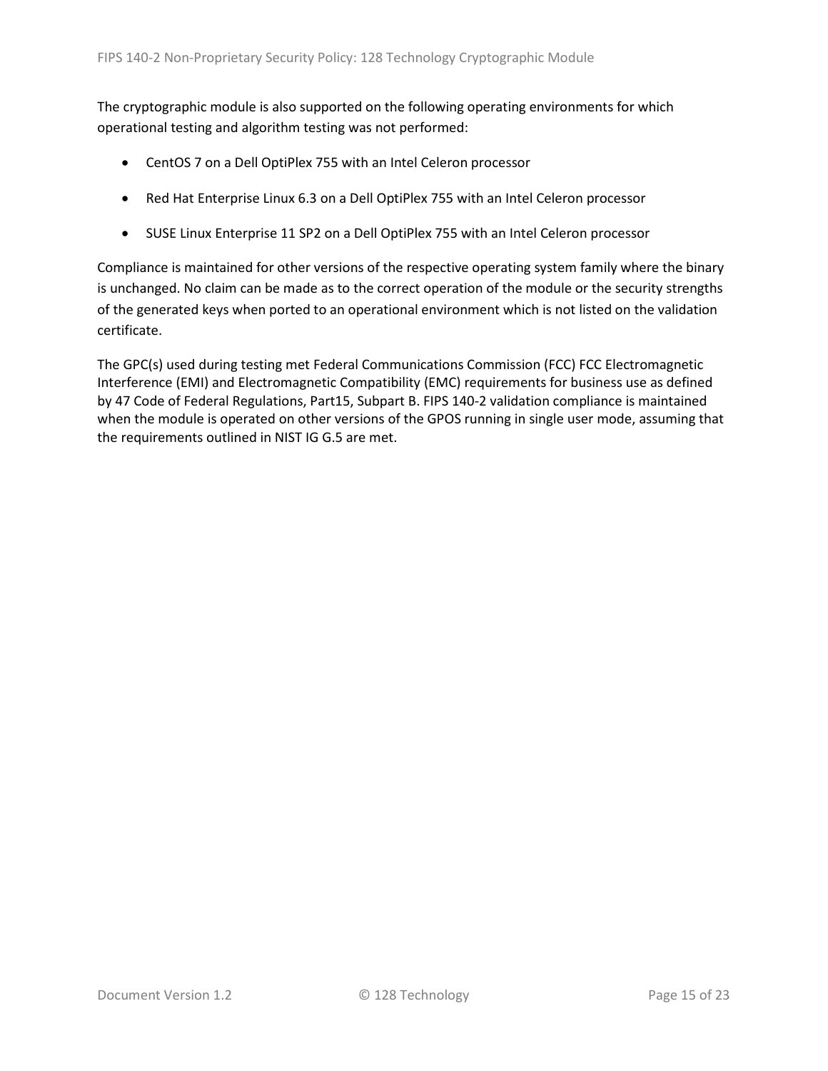The cryptographic module is also supported on the following operating environments for which operational testing and algorithm testing was not performed:

- CentOS 7 on a Dell OptiPlex 755 with an Intel Celeron processor
- Red Hat Enterprise Linux 6.3 on a Dell OptiPlex 755 with an Intel Celeron processor
- SUSE Linux Enterprise 11 SP2 on a Dell OptiPlex 755 with an Intel Celeron processor

Compliance is maintained for other versions of the respective operating system family where the binary is unchanged. No claim can be made as to the correct operation of the module or the security strengths of the generated keys when ported to an operational environment which is not listed on the validation certificate.

The GPC(s) used during testing met Federal Communications Commission (FCC) FCC Electromagnetic Interference (EMI) and Electromagnetic Compatibility (EMC) requirements for business use as defined by 47 Code of Federal Regulations, Part15, Subpart B. FIPS 140-2 validation compliance is maintained when the module is operated on other versions of the GPOS running in single user mode, assuming that the requirements outlined in NIST IG G.5 are met.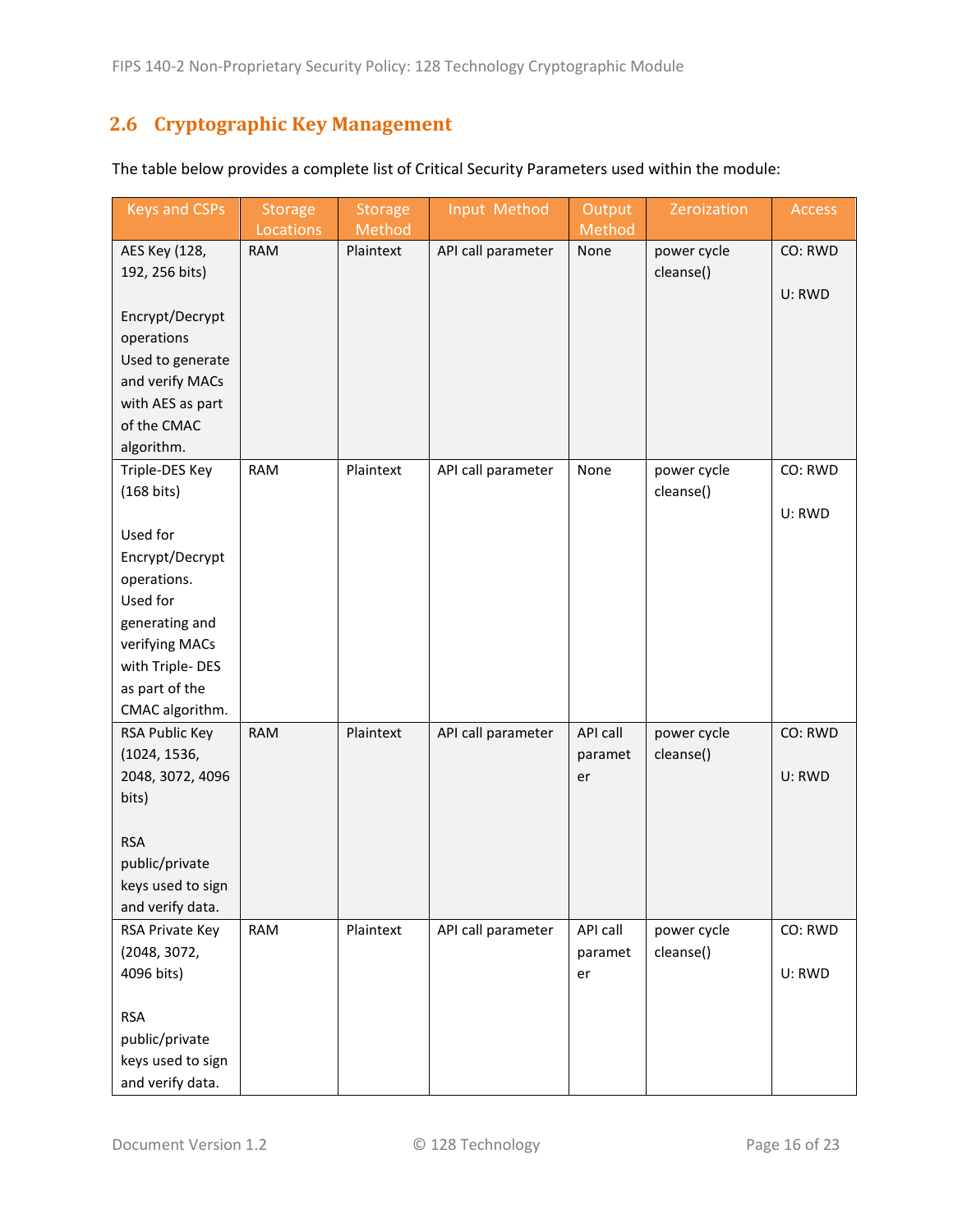## 2.6 Cryptographic Key Management

The table below provides a complete list of Critical Security Parameters used within the module:

| Keys and CSPs | Storage Locations | Storage Method | Input Method | Output Method | Zeroization | Access |
|---|---|---|---|---|---|---|
| AES Key (128, 192, 256 bits)<br><br>Encrypt/Decrypt operations<br>Used to generate and verify MACs with AES as part of the CMAC algorithm. | RAM | Plaintext | API call parameter | None | power cycle<br>cleanse() | CO: RWD<br><br>U: RWD |
| Triple-DES Key (168 bits)<br><br>Used for Encrypt/Decrypt operations.<br>Used for generating and verifying MACs with Triple- DES as part of the CMAC algorithm. | RAM | Plaintext | API call parameter | None | power cycle<br>cleanse() | CO: RWD<br><br>U: RWD |
| RSA Public Key (1024, 1536, 2048, 3072, 4096 bits)<br><br>RSA public/private keys used to sign and verify data. | RAM | Plaintext | API call parameter | API call parameter | power cycle<br>cleanse() | CO: RWD<br><br>U: RWD |
| RSA Private Key (2048, 3072, 4096 bits)<br><br>RSA public/private keys used to sign and verify data. | RAM | Plaintext | API call parameter | API call parameter | power cycle<br>cleanse() | CO: RWD<br><br>U: RWD |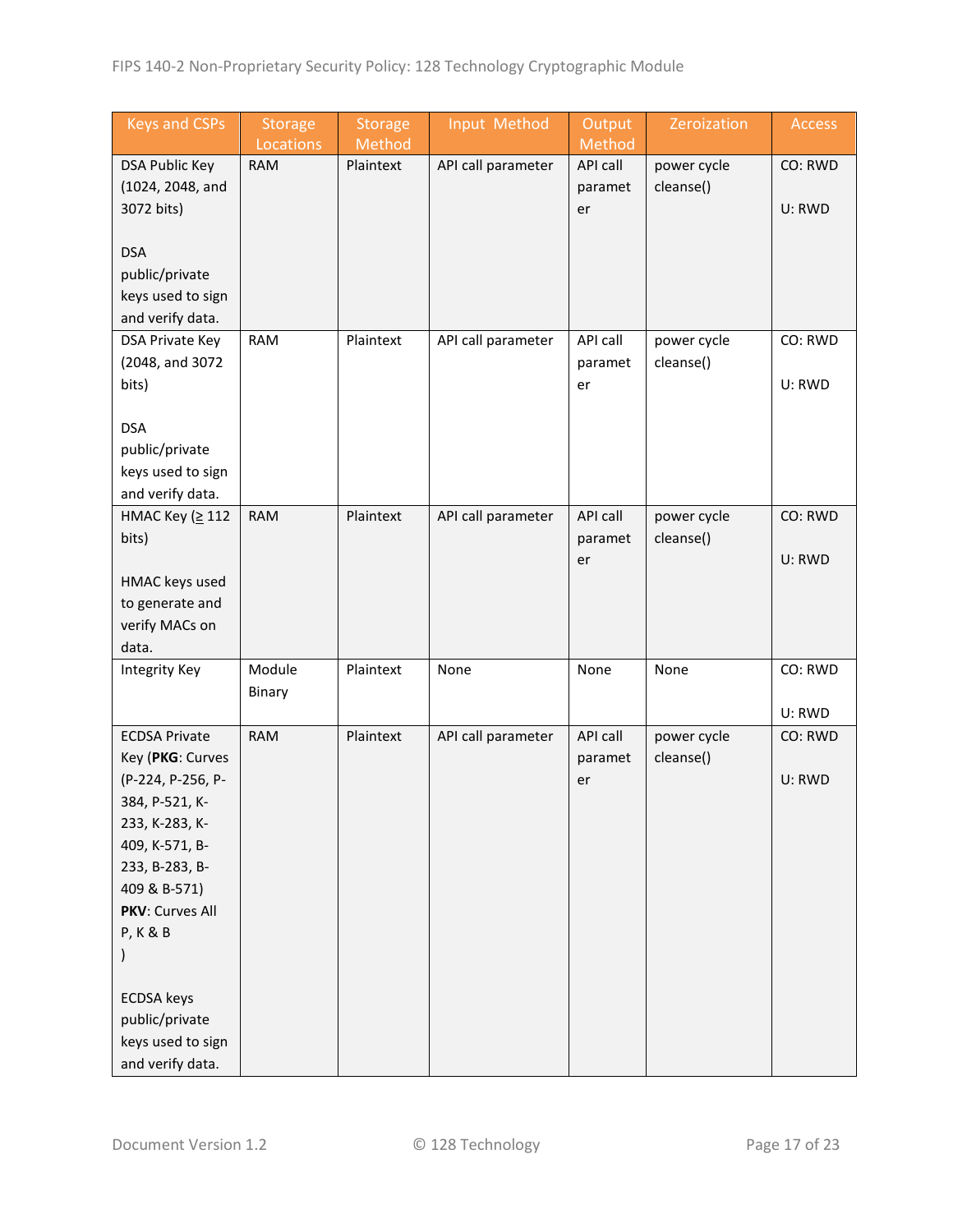| Keys and CSPs | Storage Locations | Storage Method | Input Method | Output Method | Zeroization | Access |
|---|---|---|---|---|---|---|
| DSA Public Key (1024, 2048, and 3072 bits)<br><br>DSA public/private keys used to sign and verify data. | RAM | Plaintext | API call parameter | API call parameter | power cycle cleanse() | CO: RWD<br><br>U: RWD |
| DSA Private Key (2048, and 3072 bits)<br><br>DSA public/private keys used to sign and verify data. | RAM | Plaintext | API call parameter | API call parameter | power cycle cleanse() | CO: RWD<br><br>U: RWD |
| HMAC Key (≥ 112 bits)<br><br>HMAC keys used to generate and verify MACs on data. | RAM | Plaintext | API call parameter | API call parameter | power cycle cleanse() | CO: RWD<br><br>U: RWD |
| Integrity Key | Module Binary | Plaintext | None | None | None | CO: RWD<br><br>U: RWD |
| ECDSA Private Key (**PKG**: Curves (P-224, P-256, P-384, P-521, K-233, K-283, K-409, K-571, B-233, B-283, B-409 & B-571)<br>**PKV**: Curves All P, K & B<br>)<br><br>ECDSA keys public/private keys used to sign and verify data. | RAM | Plaintext | API call parameter | API call parameter | power cycle cleanse() | CO: RWD<br><br>U: RWD |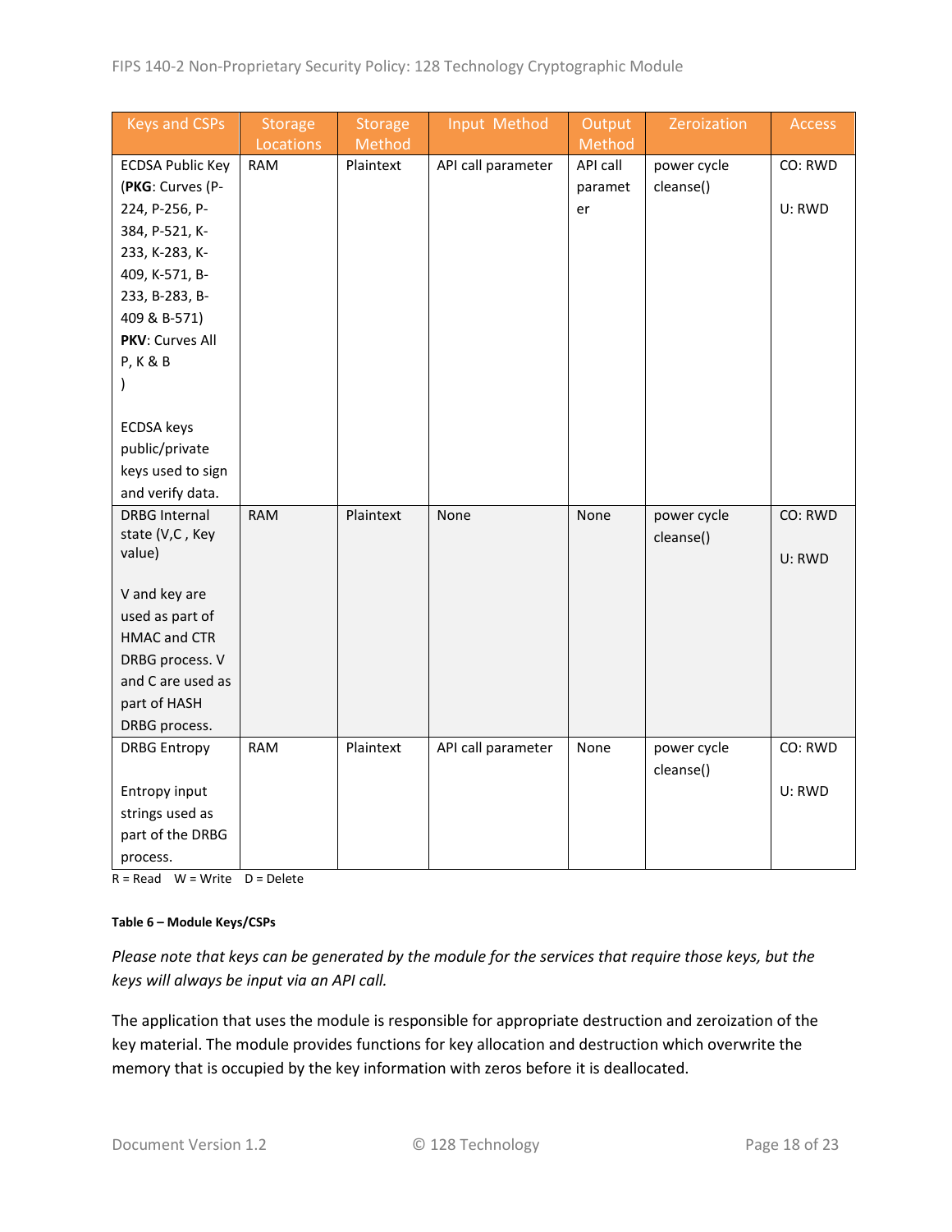| Keys and CSPs | Storage Locations | Storage Method | Input Method | Output Method | Zeroization | Access |
|---|---|---|---|---|---|---|
| ECDSA Public Key (**PKG**: Curves (P-224, P-256, P-384, P-521, K-233, K-283, K-409, K-571, B-233, B-283, B-409 & B-571) **PKV**: Curves All P, K & B ) <br><br> ECDSA keys public/private keys used to sign and verify data. | RAM | Plaintext | API call parameter | API call parameter | power cycle cleanse() | CO: RWD <br><br> U: RWD |
| DRBG Internal state (V,C , Key value) <br><br> V and key are used as part of HMAC and CTR DRBG process. V and C are used as part of HASH DRBG process. | RAM | Plaintext | None | None | power cycle cleanse() | CO: RWD <br><br> U: RWD |
| DRBG Entropy <br><br> Entropy input strings used as part of the DRBG process. | RAM | Plaintext | API call parameter | None | power cycle cleanse() | CO: RWD <br><br> U: RWD |

R = Read W = Write D = Delete

**Table 6 – Module Keys/CSPs**

*Please note that keys can be generated by the module for the services that require those keys, but the keys will always be input via an API call.*

The application that uses the module is responsible for appropriate destruction and zeroization of the key material. The module provides functions for key allocation and destruction which overwrite the memory that is occupied by the key information with zeros before it is deallocated.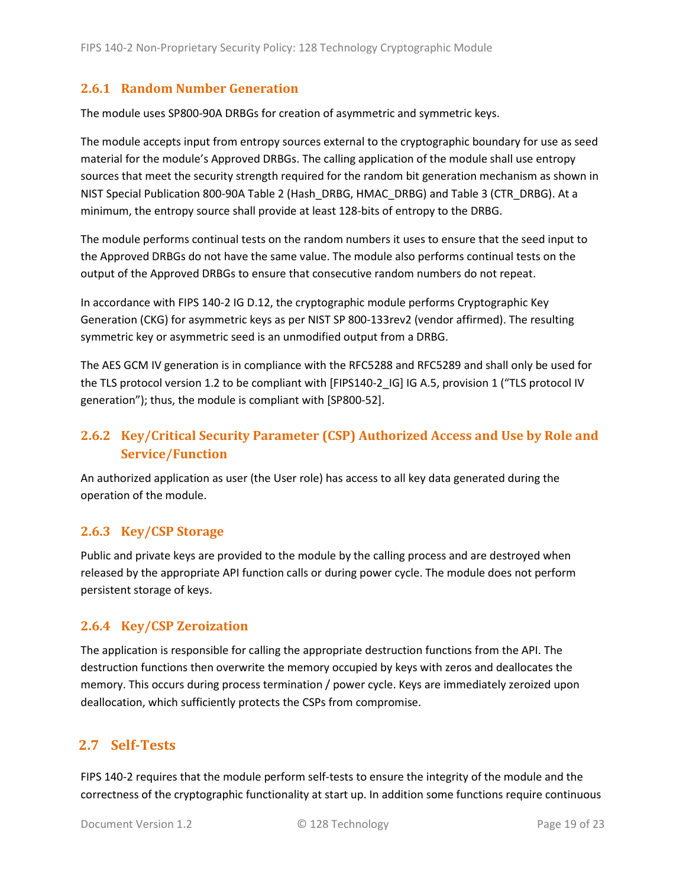### 2.6.1 Random Number Generation

The module uses SP800-90A DRBGs for creation of asymmetric and symmetric keys.

The module accepts input from entropy sources external to the cryptographic boundary for use as seed material for the module's Approved DRBGs. The calling application of the module shall use entropy sources that meet the security strength required for the random bit generation mechanism as shown in NIST Special Publication 800-90A Table 2 (Hash_DRBG, HMAC_DRBG) and Table 3 (CTR_DRBG). At a minimum, the entropy source shall provide at least 128-bits of entropy to the DRBG.

The module performs continual tests on the random numbers it uses to ensure that the seed input to the Approved DRBGs do not have the same value. The module also performs continual tests on the output of the Approved DRBGs to ensure that consecutive random numbers do not repeat.

In accordance with FIPS 140-2 IG D.12, the cryptographic module performs Cryptographic Key Generation (CKG) for asymmetric keys as per NIST SP 800-133rev2 (vendor affirmed). The resulting symmetric key or asymmetric seed is an unmodified output from a DRBG.

The AES GCM IV generation is in compliance with the RFC5288 and RFC5289 and shall only be used for the TLS protocol version 1.2 to be compliant with [FIPS140-2_IG] IG A.5, provision 1 ("TLS protocol IV generation"); thus, the module is compliant with [SP800-52].

### 2.6.2 Key/Critical Security Parameter (CSP) Authorized Access and Use by Role and Service/Function

An authorized application as user (the User role) has access to all key data generated during the operation of the module.

### 2.6.3 Key/CSP Storage

Public and private keys are provided to the module by the calling process and are destroyed when released by the appropriate API function calls or during power cycle. The module does not perform persistent storage of keys.

### 2.6.4 Key/CSP Zeroization

The application is responsible for calling the appropriate destruction functions from the API. The destruction functions then overwrite the memory occupied by keys with zeros and deallocates the memory. This occurs during process termination / power cycle. Keys are immediately zeroized upon deallocation, which sufficiently protects the CSPs from compromise.

## 2.7 Self-Tests

FIPS 140-2 requires that the module perform self-tests to ensure the integrity of the module and the correctness of the cryptographic functionality at start up. In addition some functions require continuous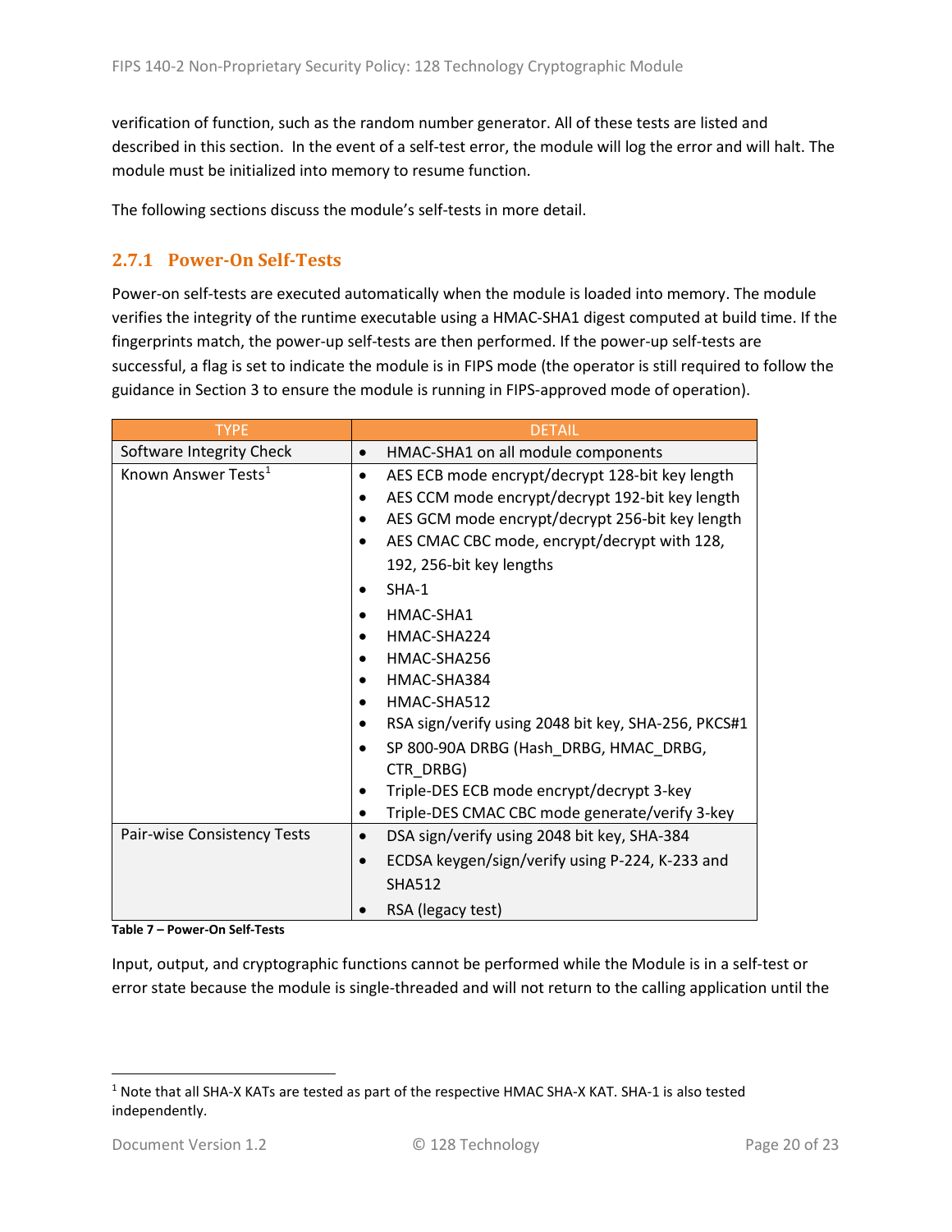verification of function, such as the random number generator. All of these tests are listed and described in this section. In the event of a self-test error, the module will log the error and will halt. The module must be initialized into memory to resume function.

The following sections discuss the module's self-tests in more detail.

### 2.7.1 Power-On Self-Tests

Power-on self-tests are executed automatically when the module is loaded into memory. The module verifies the integrity of the runtime executable using a HMAC-SHA1 digest computed at build time. If the fingerprints match, the power-up self-tests are then performed. If the power-up self-tests are successful, a flag is set to indicate the module is in FIPS mode (the operator is still required to follow the guidance in Section 3 to ensure the module is running in FIPS-approved mode of operation).

| TYPE | DETAIL |
| --- | --- |
| Software Integrity Check | • HMAC-SHA1 on all module components |
| Known Answer Tests[1] | • AES ECB mode encrypt/decrypt 128-bit key length<br>• AES CCM mode encrypt/decrypt 192-bit key length<br>• AES GCM mode encrypt/decrypt 256-bit key length<br>• AES CMAC CBC mode, encrypt/decrypt with 128, 192, 256-bit key lengths<br>• SHA-1<br>• HMAC-SHA1<br>• HMAC-SHA224<br>• HMAC-SHA256<br>• HMAC-SHA384<br>• HMAC-SHA512<br>• RSA sign/verify using 2048 bit key, SHA-256, PKCS#1<br>• SP 800-90A DRBG (Hash_DRBG, HMAC_DRBG, CTR_DRBG)<br>• Triple-DES ECB mode encrypt/decrypt 3-key<br>• Triple-DES CMAC CBC mode generate/verify 3-key |
| Pair-wise Consistency Tests | • DSA sign/verify using 2048 bit key, SHA-384<br>• ECDSA keygen/sign/verify using P-224, K-233 and SHA512<br>• RSA (legacy test) |

**Table 7 – Power-On Self-Tests**

Input, output, and cryptographic functions cannot be performed while the Module is in a self-test or error state because the module is single-threaded and will not return to the calling application until the

[1] Note that all SHA-X KATs are tested as part of the respective HMAC SHA-X KAT. SHA-1 is also tested independently.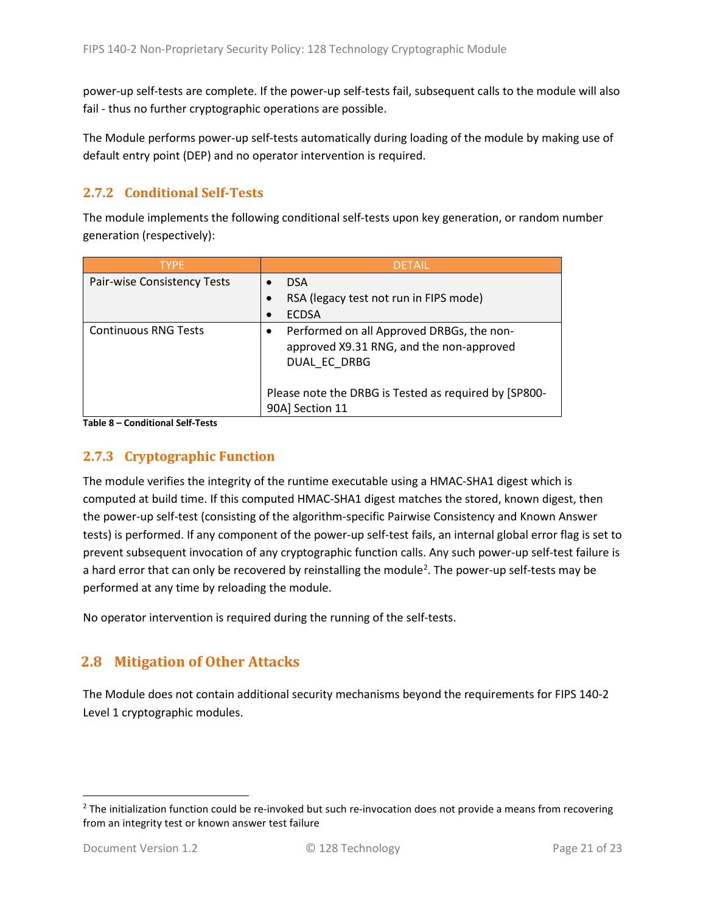power-up self-tests are complete. If the power-up self-tests fail, subsequent calls to the module will also fail - thus no further cryptographic operations are possible.

The Module performs power-up self-tests automatically during loading of the module by making use of default entry point (DEP) and no operator intervention is required.

### 2.7.2 Conditional Self-Tests

The module implements the following conditional self-tests upon key generation, or random number generation (respectively):

| TYPE | DETAIL |
|---|---|
| Pair-wise Consistency Tests | • DSA<br>• RSA (legacy test not run in FIPS mode)<br>• ECDSA |
| Continuous RNG Tests | • Performed on all Approved DRBGs, the non-approved X9.31 RNG, and the non-approved DUAL_EC_DRBG<br><br>Please note the DRBG is Tested as required by [SP800-90A] Section 11 |

**Table 8 – Conditional Self-Tests**

### 2.7.3 Cryptographic Function

The module verifies the integrity of the runtime executable using a HMAC-SHA1 digest which is computed at build time. If this computed HMAC-SHA1 digest matches the stored, known digest, then the power-up self-test (consisting of the algorithm-specific Pairwise Consistency and Known Answer tests) is performed. If any component of the power-up self-test fails, an internal global error flag is set to prevent subsequent invocation of any cryptographic function calls. Any such power-up self-test failure is a hard error that can only be recovered by reinstalling the module[2]. The power-up self-tests may be performed at any time by reloading the module.

No operator intervention is required during the running of the self-tests.

## 2.8 Mitigation of Other Attacks

The Module does not contain additional security mechanisms beyond the requirements for FIPS 140-2 Level 1 cryptographic modules.

---

[2] The initialization function could be re-invoked but such re-invocation does not provide a means from recovering from an integrity test or known answer test failure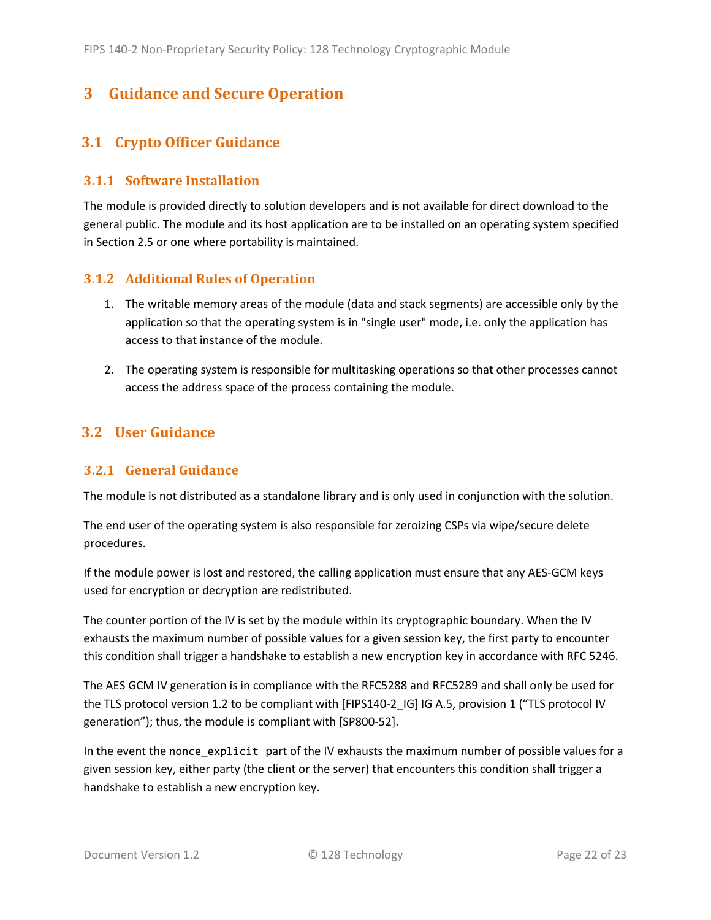# 3 Guidance and Secure Operation

## 3.1 Crypto Officer Guidance

### 3.1.1 Software Installation

The module is provided directly to solution developers and is not available for direct download to the general public. The module and its host application are to be installed on an operating system specified in Section 2.5 or one where portability is maintained.

### 3.1.2 Additional Rules of Operation

1. The writable memory areas of the module (data and stack segments) are accessible only by the application so that the operating system is in "single user" mode, i.e. only the application has access to that instance of the module.
2. The operating system is responsible for multitasking operations so that other processes cannot access the address space of the process containing the module.

## 3.2 User Guidance

### 3.2.1 General Guidance

The module is not distributed as a standalone library and is only used in conjunction with the solution.

The end user of the operating system is also responsible for zeroizing CSPs via wipe/secure delete procedures.

If the module power is lost and restored, the calling application must ensure that any AES-GCM keys used for encryption or decryption are redistributed.

The counter portion of the IV is set by the module within its cryptographic boundary. When the IV exhausts the maximum number of possible values for a given session key, the first party to encounter this condition shall trigger a handshake to establish a new encryption key in accordance with RFC 5246.

The AES GCM IV generation is in compliance with the RFC5288 and RFC5289 and shall only be used for the TLS protocol version 1.2 to be compliant with [FIPS140-2_IG] IG A.5, provision 1 ("TLS protocol IV generation"); thus, the module is compliant with [SP800-52].

In the event the `nonce_explicit` part of the IV exhausts the maximum number of possible values for a given session key, either party (the client or the server) that encounters this condition shall trigger a handshake to establish a new encryption key.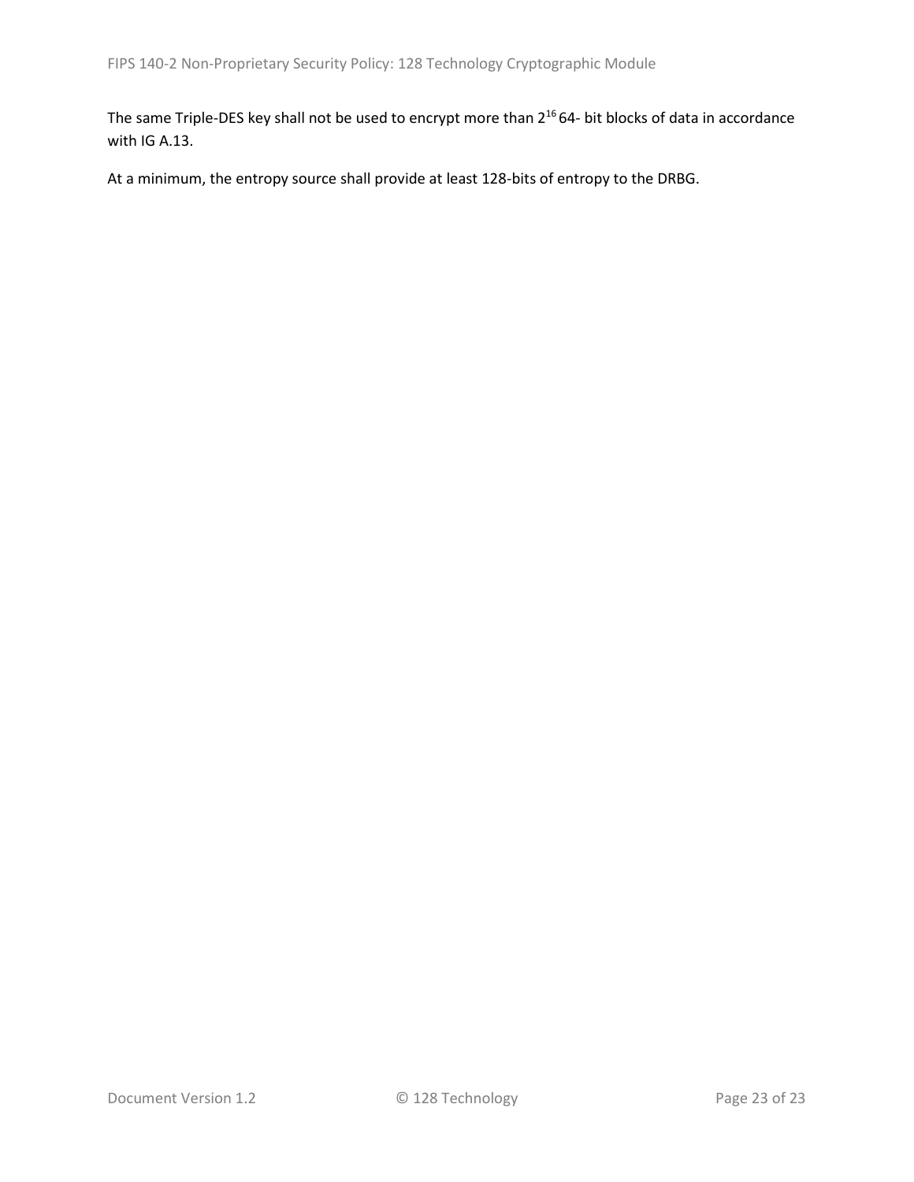The same Triple-DES key shall not be used to encrypt more than $2^{16}$ 64- bit blocks of data in accordance with IG A.13.

At a minimum, the entropy source shall provide at least 128-bits of entropy to the DRBG.